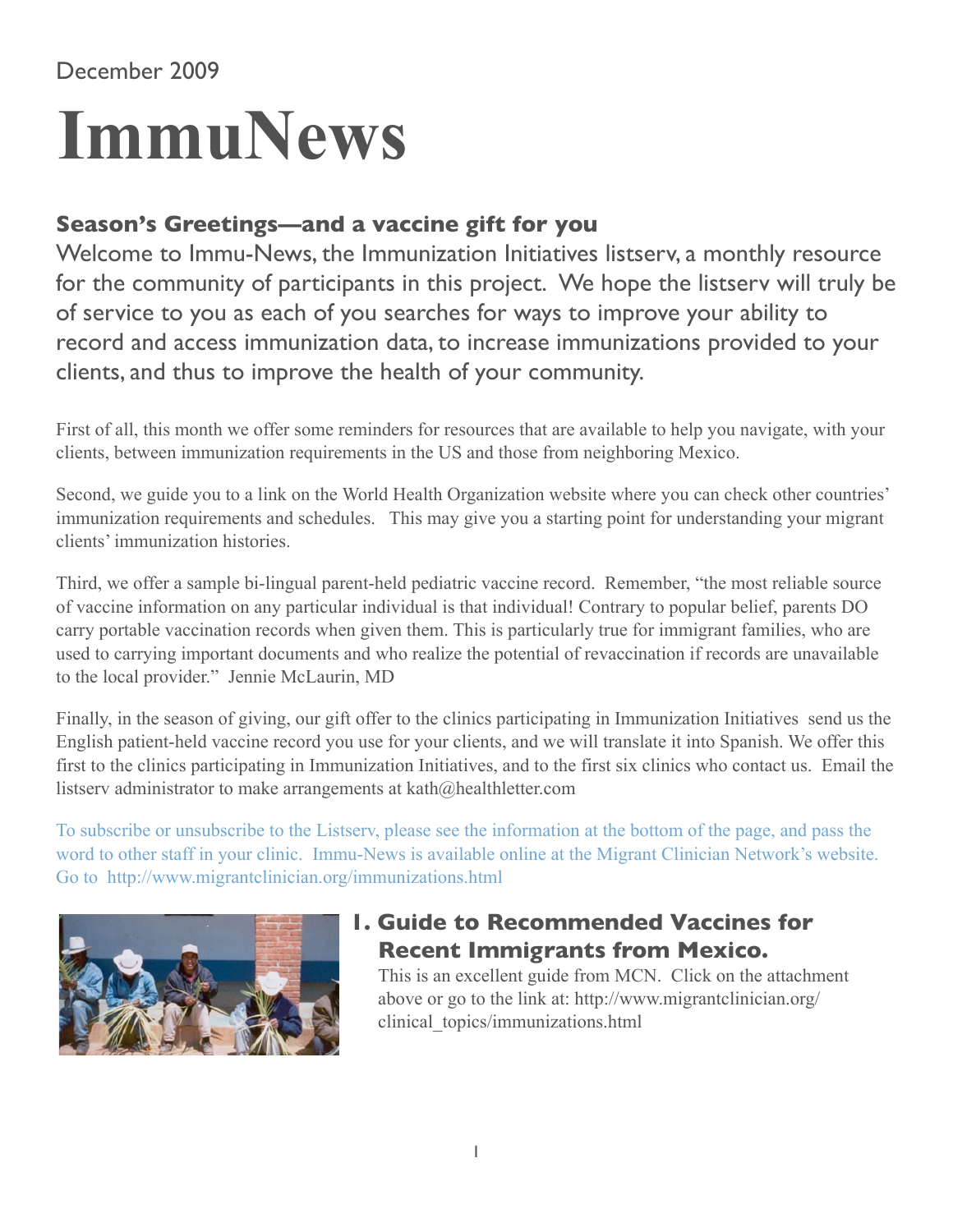December 2009

# ImmuNews

## Season's Greetings—and a vaccine gift for you

Welcome to Immu-News, the Immunization Initiatives listserv, a monthly resource for the community of participants in this project. We hope the listserv will truly be of service to you as each of you searches for ways to improve your ability to record and access immunization data, to increase immunizations provided to your clients, and thus to improve the health of your community.

First of all, this month we offer some reminders for resources that are available to help you navigate, with your clients, between immunization requirements in the US and those from neighboring Mexico.

Second, we guide you to a link on the World Health Organization website where you can check other countries' immunization requirements and schedules. This may give you a starting point for understanding your migrant clients' immunization histories.

Third, we offer a sample bi-lingual parent-held pediatric vaccine record. Remember, "the most reliable source of vaccine information on any particular individual is that individual! Contrary to popular belief, parents DO carry portable vaccination records when given them. This is particularly true for immigrant families, who are used to carrying important documents and who realize the potential of revaccination if records are unavailable to the local provider." Jennie McLaurin, MD

Finally, in the season of giving, our gift offer to the clinics participating in Immunization Initiatives send us the English patient-held vaccine record you use for your clients, and we will translate it into Spanish. We offer this first to the clinics participating in Immunization Initiatives, and to the first six clinics who contact us. Email the listserv administrator to make arrangements at kath@healthletter.com

To subscribe or unsubscribe to the Listserv, please see the information at the bottom of the page, and pass the word to other staff in your clinic. Immu-News is available online at the Migrant Clinician Network's website. Go to http://www.migrantclinician.org/immunizations.html

### 1. Guide to Recommended Vaccines for Recent Immigrants from Mexico.

This is an excellent guide from MCN. Click on the attachment above or go to the link at: http://www.migrantclinician.org/clinical_topics/immunizations.html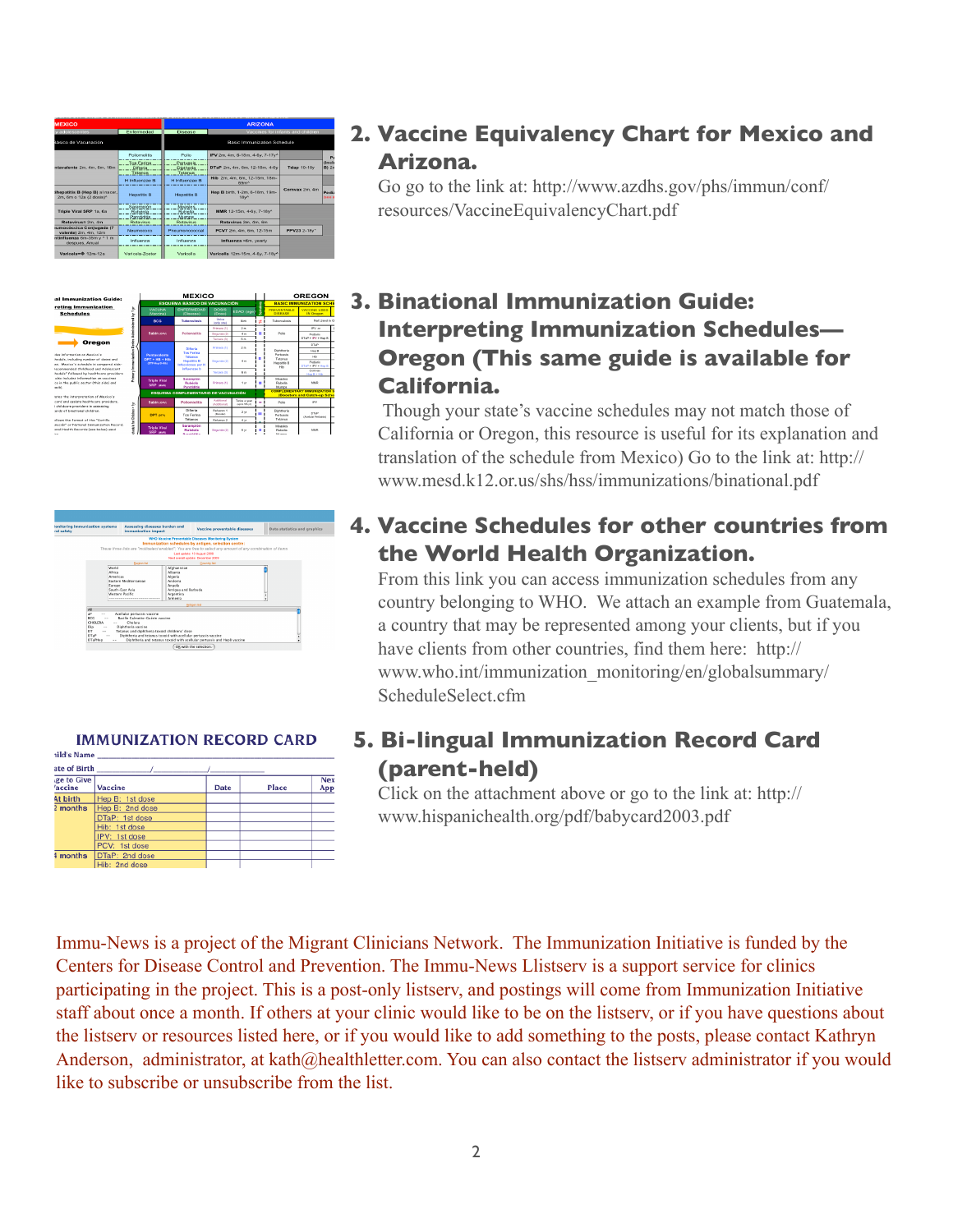## 2. Vaccine Equivalency Chart for Mexico and Arizona.

Go go to the link at: http://www.azdhs.gov/phs/immun/conf/resources/VaccineEquivalencyChart.pdf

## 3. Binational Immunization Guide: Interpreting Immunization Schedules—Oregon (This same guide is available for California.

Though your state's vaccine schedules may not match those of California or Oregon, this resource is useful for its explanation and translation of the schedule from Mexico) Go to the link at: http://www.mesd.k12.or.us/shs/hss/immunizations/binational.pdf

## 4. Vaccine Schedules for other countries from the World Health Organization.

From this link you can access immunization schedules from any country belonging to WHO. We attach an example from Guatemala, a country that may be represented among your clients, but if you have clients from other countries, find them here: http://www.who.int/immunization_monitoring/en/globalsummary/ScheduleSelect.cfm

## 5. Bi-lingual Immunization Record Card (parent-held)

Click on the attachment above or go to the link at: http://www.hispanichealth.org/pdf/babycard2003.pdf

Immu-News is a project of the Migrant Clinicians Network. The Immunization Initiative is funded by the Centers for Disease Control and Prevention. The Immu-News Llistserv is a support service for clinics participating in the project. This is a post-only listserv, and postings will come from Immunization Initiative staff about once a month. If others at your clinic would like to be on the listserv, or if you have questions about the listserv or resources listed here, or if you would like to add something to the posts, please contact Kathryn Anderson, administrator, at kath@healthletter.com. You can also contact the listserv administrator if you would like to subscribe or unsubscribe from the list.